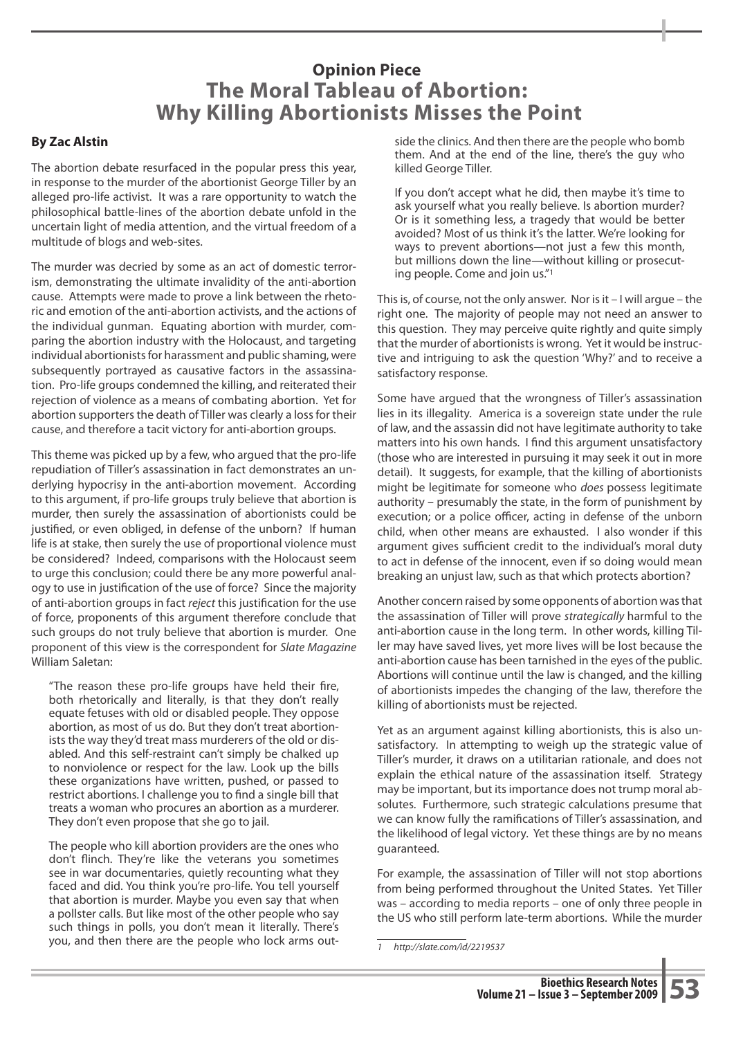# Opinion Piece
# The Moral Tableau of Abortion: Why Killing Abortionists Misses the Point

**By Zac Alstin**

The abortion debate resurfaced in the popular press this year, in response to the murder of the abortionist George Tiller by an alleged pro-life activist. It was a rare opportunity to watch the philosophical battle-lines of the abortion debate unfold in the uncertain light of media attention, and the virtual freedom of a multitude of blogs and web-sites.

The murder was decried by some as an act of domestic terrorism, demonstrating the ultimate invalidity of the anti-abortion cause. Attempts were made to prove a link between the rhetoric and emotion of the anti-abortion activists, and the actions of the individual gunman. Equating abortion with murder, comparing the abortion industry with the Holocaust, and targeting individual abortionists for harassment and public shaming, were subsequently portrayed as causative factors in the assassination. Pro-life groups condemned the killing, and reiterated their rejection of violence as a means of combating abortion. Yet for abortion supporters the death of Tiller was clearly a loss for their cause, and therefore a tacit victory for anti-abortion groups.

This theme was picked up by a few, who argued that the pro-life repudiation of Tiller's assassination in fact demonstrates an underlying hypocrisy in the anti-abortion movement. According to this argument, if pro-life groups truly believe that abortion is murder, then surely the assassination of abortionists could be justified, or even obliged, in defense of the unborn? If human life is at stake, then surely the use of proportional violence must be considered? Indeed, comparisons with the Holocaust seem to urge this conclusion; could there be any more powerful analogy to use in justification of the use of force? Since the majority of anti-abortion groups in fact *reject* this justification for the use of force, proponents of this argument therefore conclude that such groups do not truly believe that abortion is murder. One proponent of this view is the correspondent for *Slate Magazine* William Saletan:

> "The reason these pro-life groups have held their fire, both rhetorically and literally, is that they don't really equate fetuses with old or disabled people. They oppose abortion, as most of us do. But they don't treat abortionists the way they'd treat mass murderers of the old or disabled. And this self-restraint can't simply be chalked up to nonviolence or respect for the law. Look up the bills these organizations have written, pushed, or passed to restrict abortions. I challenge you to find a single bill that treats a woman who procures an abortion as a murderer. They don't even propose that she go to jail.
>
> The people who kill abortion providers are the ones who don't flinch. They're like the veterans you sometimes see in war documentaries, quietly recounting what they faced and did. You think you're pro-life. You tell yourself that abortion is murder. Maybe you even say that when a pollster calls. But like most of the other people who say such things in polls, you don't mean it literally. There's you, and then there are the people who lock arms outside the clinics. And then there are the people who bomb them. And at the end of the line, there's the guy who killed George Tiller.
>
> If you don't accept what he did, then maybe it's time to ask yourself what you really believe. Is abortion murder? Or is it something less, a tragedy that would be better avoided? Most of us think it's the latter. We're looking for ways to prevent abortions—not just a few this month, but millions down the line—without killing or prosecuting people. Come and join us."[1]

This is, of course, not the only answer. Nor is it – I will argue – the right one. The majority of people may not need an answer to this question. They may perceive quite rightly and quite simply that the murder of abortionists is wrong. Yet it would be instructive and intriguing to ask the question 'Why?' and to receive a satisfactory response.

Some have argued that the wrongness of Tiller's assassination lies in its illegality. America is a sovereign state under the rule of law, and the assassin did not have legitimate authority to take matters into his own hands. I find this argument unsatisfactory (those who are interested in pursuing it may seek it out in more detail). It suggests, for example, that the killing of abortionists might be legitimate for someone who *does* possess legitimate authority – presumably the state, in the form of punishment by execution; or a police officer, acting in defense of the unborn child, when other means are exhausted. I also wonder if this argument gives sufficient credit to the individual's moral duty to act in defense of the innocent, even if so doing would mean breaking an unjust law, such as that which protects abortion?

Another concern raised by some opponents of abortion was that the assassination of Tiller will prove *strategically* harmful to the anti-abortion cause in the long term. In other words, killing Tiller may have saved lives, yet more lives will be lost because the anti-abortion cause has been tarnished in the eyes of the public. Abortions will continue until the law is changed, and the killing of abortionists impedes the changing of the law, therefore the killing of abortionists must be rejected.

Yet as an argument against killing abortionists, this is also unsatisfactory. In attempting to weigh up the strategic value of Tiller's murder, it draws on a utilitarian rationale, and does not explain the ethical nature of the assassination itself. Strategy may be important, but its importance does not trump moral absolutes. Furthermore, such strategic calculations presume that we can know fully the ramifications of Tiller's assassination, and the likelihood of legal victory. Yet these things are by no means guaranteed.

For example, the assassination of Tiller will not stop abortions from being performed throughout the United States. Yet Tiller was – according to media reports – one of only three people in the US who still perform late-term abortions. While the murder

---

[1] *http://slate.com/id/2219537*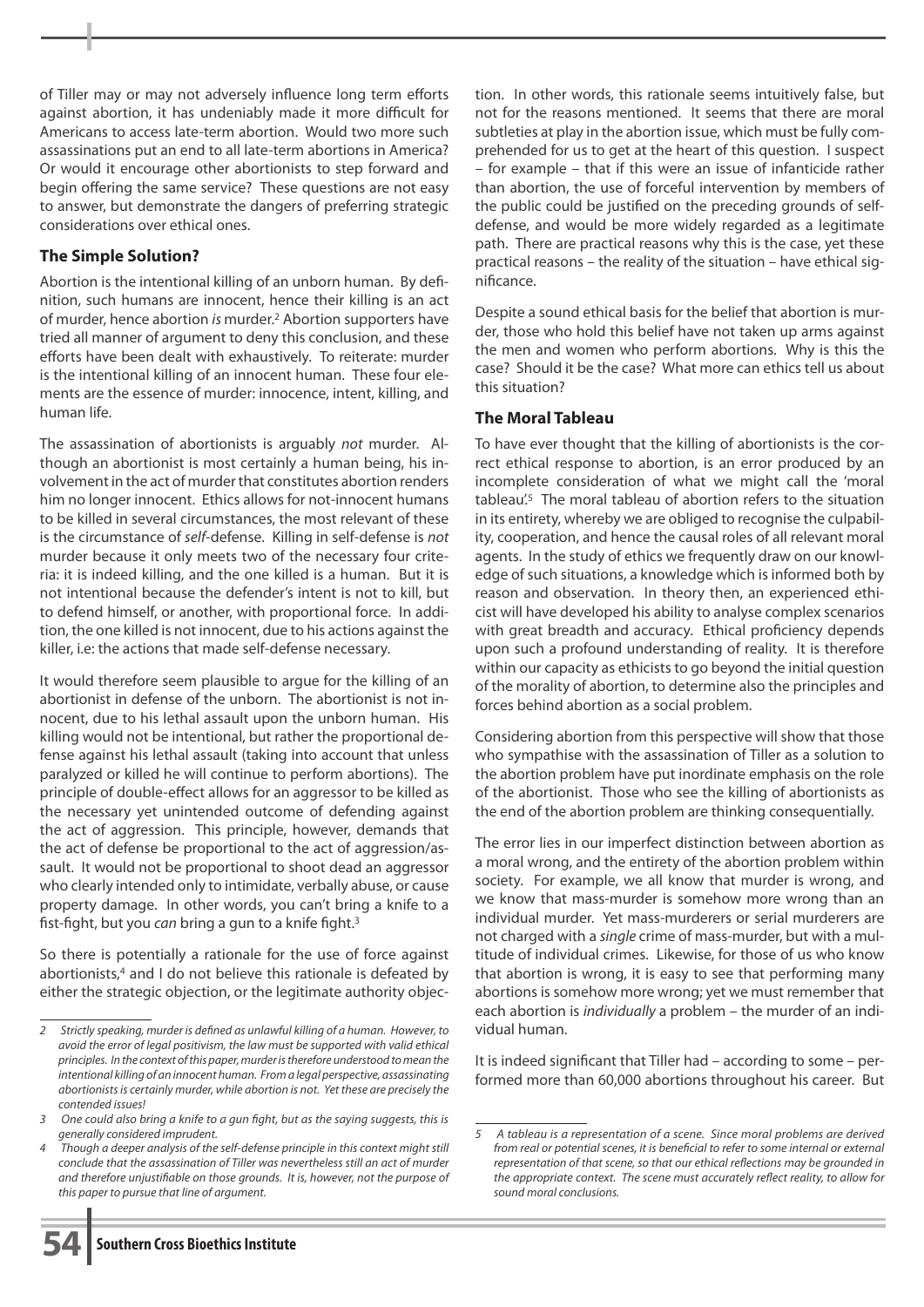of Tiller may or may not adversely influence long term efforts against abortion, it has undeniably made it more difficult for Americans to access late-term abortion. Would two more such assassinations put an end to all late-term abortions in America? Or would it encourage other abortionists to step forward and begin offering the same service? These questions are not easy to answer, but demonstrate the dangers of preferring strategic considerations over ethical ones.

### The Simple Solution?

Abortion is the intentional killing of an unborn human. By definition, such humans are innocent, hence their killing is an act of murder, hence abortion *is* murder.[2] Abortion supporters have tried all manner of argument to deny this conclusion, and these efforts have been dealt with exhaustively. To reiterate: murder is the intentional killing of an innocent human. These four elements are the essence of murder: innocence, intent, killing, and human life.

The assassination of abortionists is arguably *not* murder. Although an abortionist is most certainly a human being, his involvement in the act of murder that constitutes abortion renders him no longer innocent. Ethics allows for not-innocent humans to be killed in several circumstances, the most relevant of these is the circumstance of *self*-defense. Killing in self-defense is *not* murder because it only meets two of the necessary four criteria: it is indeed killing, and the one killed is a human. But it is not intentional because the defender's intent is not to kill, but to defend himself, or another, with proportional force. In addition, the one killed is not innocent, due to his actions against the killer, i.e: the actions that made self-defense necessary.

It would therefore seem plausible to argue for the killing of an abortionist in defense of the unborn. The abortionist is not innocent, due to his lethal assault upon the unborn human. His killing would not be intentional, but rather the proportional defense against his lethal assault (taking into account that unless paralyzed or killed he will continue to perform abortions). The principle of double-effect allows for an aggressor to be killed as the necessary yet unintended outcome of defending against the act of aggression. This principle, however, demands that the act of defense be proportional to the act of aggression/assault. It would not be proportional to shoot dead an aggressor who clearly intended only to intimidate, verbally abuse, or cause property damage. In other words, you can't bring a knife to a fist-fight, but you *can* bring a gun to a knife fight.[3]

So there is potentially a rationale for the use of force against abortionists,[4] and I do not believe this rationale is defeated by either the strategic objection, or the legitimate authority objection. In other words, this rationale seems intuitively false, but not for the reasons mentioned. It seems that there are moral subtleties at play in the abortion issue, which must be fully comprehended for us to get at the heart of this question. I suspect – for example – that if this were an issue of infanticide rather than abortion, the use of forceful intervention by members of the public could be justified on the preceding grounds of self-defense, and would be more widely regarded as a legitimate path. There are practical reasons why this is the case, yet these practical reasons – the reality of the situation – have ethical significance.

Despite a sound ethical basis for the belief that abortion is murder, those who hold this belief have not taken up arms against the men and women who perform abortions. Why is this the case? Should it be the case? What more can ethics tell us about this situation?

### The Moral Tableau

To have ever thought that the killing of abortionists is the correct ethical response to abortion, is an error produced by an incomplete consideration of what we might call the 'moral tableau'.[5] The moral tableau of abortion refers to the situation in its entirety, whereby we are obliged to recognise the culpability, cooperation, and hence the causal roles of all relevant moral agents. In the study of ethics we frequently draw on our knowledge of such situations, a knowledge which is informed both by reason and observation. In theory then, an experienced ethicist will have developed his ability to analyse complex scenarios with great breadth and accuracy. Ethical proficiency depends upon such a profound understanding of reality. It is therefore within our capacity as ethicists to go beyond the initial question of the morality of abortion, to determine also the principles and forces behind abortion as a social problem.

Considering abortion from this perspective will show that those who sympathise with the assassination of Tiller as a solution to the abortion problem have put inordinate emphasis on the role of the abortionist. Those who see the killing of abortionists as the end of the abortion problem are thinking consequentially.

The error lies in our imperfect distinction between abortion as a moral wrong, and the entirety of the abortion problem within society. For example, we all know that murder is wrong, and we know that mass-murder is somehow more wrong than an individual murder. Yet mass-murderers or serial murderers are not charged with a *single* crime of mass-murder, but with a multitude of individual crimes. Likewise, for those of us who know that abortion is wrong, it is easy to see that performing many abortions is somehow more wrong; yet we must remember that each abortion is *individually* a problem – the murder of an individual human.

It is indeed significant that Tiller had – according to some – performed more than 60,000 abortions throughout his career. But

---

*2 Strictly speaking, murder is defined as unlawful killing of a human. However, to avoid the error of legal positivism, the law must be supported with valid ethical principles. In the context of this paper, murder is therefore understood to mean the intentional killing of an innocent human. From a legal perspective, assassinating abortionists is certainly murder, while abortion is not. Yet these are precisely the contended issues!*

*3 One could also bring a knife to a gun fight, but as the saying suggests, this is generally considered imprudent.*

*4 Though a deeper analysis of the self-defense principle in this context might still conclude that the assassination of Tiller was nevertheless still an act of murder and therefore unjustifiable on those grounds. It is, however, not the purpose of this paper to pursue that line of argument.*

*5 A tableau is a representation of a scene. Since moral problems are derived from real or potential scenes, it is beneficial to refer to some internal or external representation of that scene, so that our ethical reflections may be grounded in the appropriate context. The scene must accurately reflect reality, to allow for sound moral conclusions.*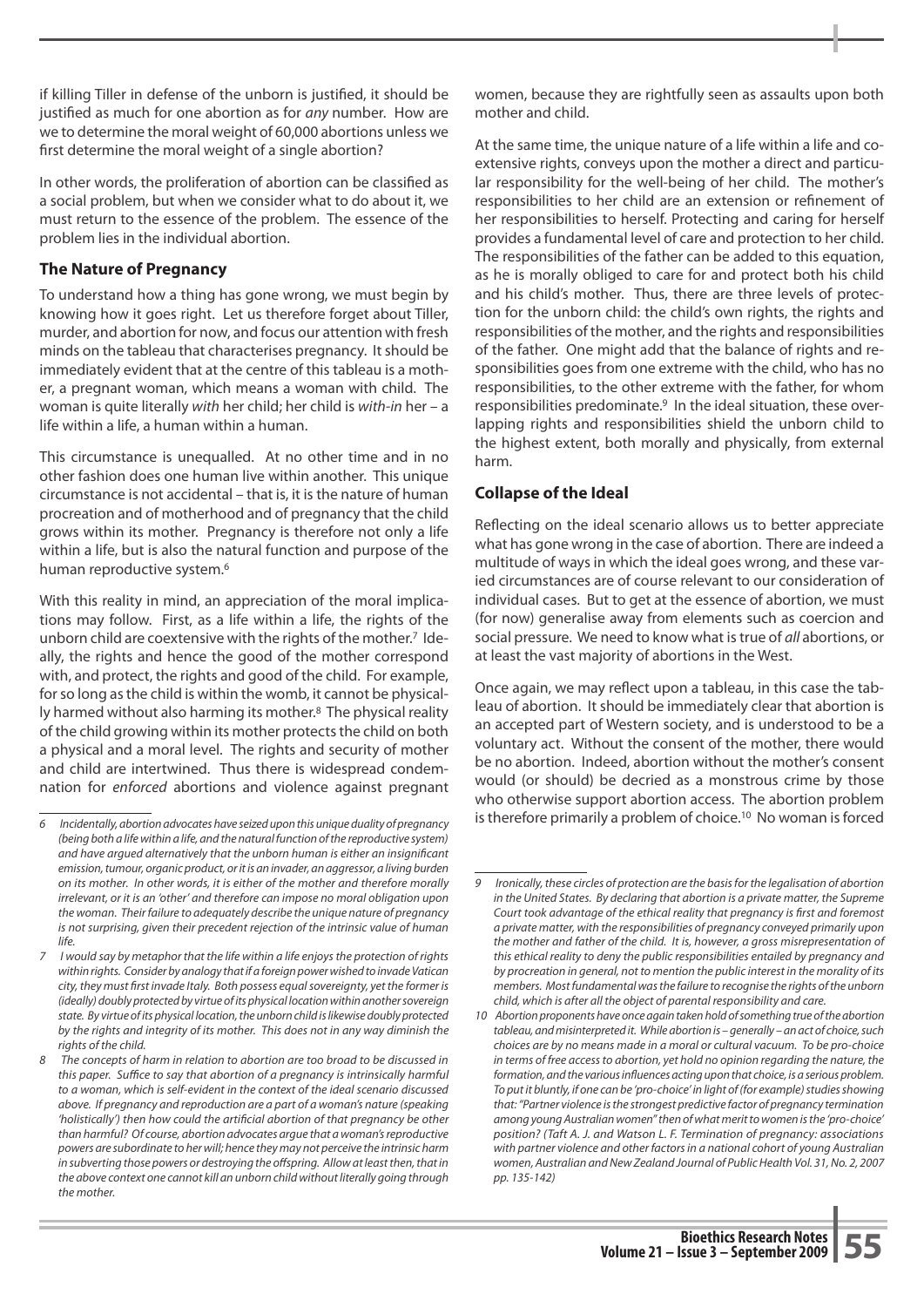if killing Tiller in defense of the unborn is justified, it should be justified as much for one abortion as for *any* number. How are we to determine the moral weight of 60,000 abortions unless we first determine the moral weight of a single abortion?

In other words, the proliferation of abortion can be classified as a social problem, but when we consider what to do about it, we must return to the essence of the problem. The essence of the problem lies in the individual abortion.

### The Nature of Pregnancy

To understand how a thing has gone wrong, we must begin by knowing how it goes right. Let us therefore forget about Tiller, murder, and abortion for now, and focus our attention with fresh minds on the tableau that characterises pregnancy. It should be immediately evident that at the centre of this tableau is a mother, a pregnant woman, which means a woman with child. The woman is quite literally *with* her child; her child is *with-in* her – a life within a life, a human within a human.

This circumstance is unequalled. At no other time and in no other fashion does one human live within another. This unique circumstance is not accidental – that is, it is the nature of human procreation and of motherhood and of pregnancy that the child grows within its mother. Pregnancy is therefore not only a life within a life, but is also the natural function and purpose of the human reproductive system.[6]

With this reality in mind, an appreciation of the moral implications may follow. First, as a life within a life, the rights of the unborn child are coextensive with the rights of the mother.[7] Ideally, the rights and hence the good of the mother correspond with, and protect, the rights and good of the child. For example, for so long as the child is within the womb, it cannot be physically harmed without also harming its mother.[8] The physical reality of the child growing within its mother protects the child on both a physical and a moral level. The rights and security of mother and child are intertwined. Thus there is widespread condemnation for *enforced* abortions and violence against pregnant women, because they are rightfully seen as assaults upon both mother and child.

At the same time, the unique nature of a life within a life and coextensive rights, conveys upon the mother a direct and particular responsibility for the well-being of her child. The mother's responsibilities to her child are an extension or refinement of her responsibilities to herself. Protecting and caring for herself provides a fundamental level of care and protection to her child. The responsibilities of the father can be added to this equation, as he is morally obliged to care for and protect both his child and his child's mother. Thus, there are three levels of protection for the unborn child: the child's own rights, the rights and responsibilities of the mother, and the rights and responsibilities of the father. One might add that the balance of rights and responsibilities goes from one extreme with the child, who has no responsibilities, to the other extreme with the father, for whom responsibilities predominate.[9] In the ideal situation, these overlapping rights and responsibilities shield the unborn child to the highest extent, both morally and physically, from external harm.

### Collapse of the Ideal

Reflecting on the ideal scenario allows us to better appreciate what has gone wrong in the case of abortion. There are indeed a multitude of ways in which the ideal goes wrong, and these varied circumstances are of course relevant to our consideration of individual cases. But to get at the essence of abortion, we must (for now) generalise away from elements such as coercion and social pressure. We need to know what is true of *all* abortions, or at least the vast majority of abortions in the West.

Once again, we may reflect upon a tableau, in this case the tableau of abortion. It should be immediately clear that abortion is an accepted part of Western society, and is understood to be a voluntary act. Without the consent of the mother, there would be no abortion. Indeed, abortion without the mother's consent would (or should) be decried as a monstrous crime by those who otherwise support abortion access. The abortion problem is therefore primarily a problem of choice.[10] No woman is forced

---

*6 Incidentally, abortion advocates have seized upon this unique duality of pregnancy (being both a life within a life, and the natural function of the reproductive system) and have argued alternatively that the unborn human is either an insignificant emission, tumour, organic product, or it is an invader, an aggressor, a living burden on its mother. In other words, it is either of the mother and therefore morally irrelevant, or it is an 'other' and therefore can impose no moral obligation upon the woman. Their failure to adequately describe the unique nature of pregnancy is not surprising, given their precedent rejection of the intrinsic value of human life.*

*7 I would say by metaphor that the life within a life enjoys the protection of rights within rights. Consider by analogy that if a foreign power wished to invade Vatican city, they must first invade Italy. Both possess equal sovereignty, yet the former is (ideally) doubly protected by virtue of its physical location within another sovereign state. By virtue of its physical location, the unborn child is likewise doubly protected by the rights and integrity of its mother. This does not in any way diminish the rights of the child.*

*8 The concepts of harm in relation to abortion are too broad to be discussed in this paper. Suffice to say that abortion of a pregnancy is intrinsically harmful to a woman, which is self-evident in the context of the ideal scenario discussed above. If pregnancy and reproduction are a part of a woman's nature (speaking 'holistically') then how could the artificial abortion of that pregnancy be other than harmful? Of course, abortion advocates argue that a woman's reproductive powers are subordinate to her will; hence they may not perceive the intrinsic harm in subverting those powers or destroying the offspring. Allow at least then, that in the above context one cannot kill an unborn child without literally going through the mother.*

*9 Ironically, these circles of protection are the basis for the legalisation of abortion in the United States. By declaring that abortion is a private matter, the Supreme Court took advantage of the ethical reality that pregnancy is first and foremost a private matter, with the responsibilities of pregnancy conveyed primarily upon the mother and father of the child. It is, however, a gross misrepresentation of this ethical reality to deny the public responsibilities entailed by pregnancy and by procreation in general, not to mention the public interest in the morality of its members. Most fundamental was the failure to recognise the rights of the unborn child, which is after all the object of parental responsibility and care.*

*10 Abortion proponents have once again taken hold of something true of the abortion tableau, and misinterpreted it. While abortion is – generally – an act of choice, such choices are by no means made in a moral or cultural vacuum. To be pro-choice in terms of free access to abortion, yet hold no opinion regarding the nature, the formation, and the various influences acting upon that choice, is a serious problem. To put it bluntly, if one can be 'pro-choice' in light of (for example) studies showing that: "Partner violence is the strongest predictive factor of pregnancy termination among young Australian women" then of what merit to women is the 'pro-choice' position? (Taft A. J. and Watson L. F. Termination of pregnancy: associations with partner violence and other factors in a national cohort of young Australian women, Australian and New Zealand Journal of Public Health Vol. 31, No. 2, 2007 pp. 135-142)*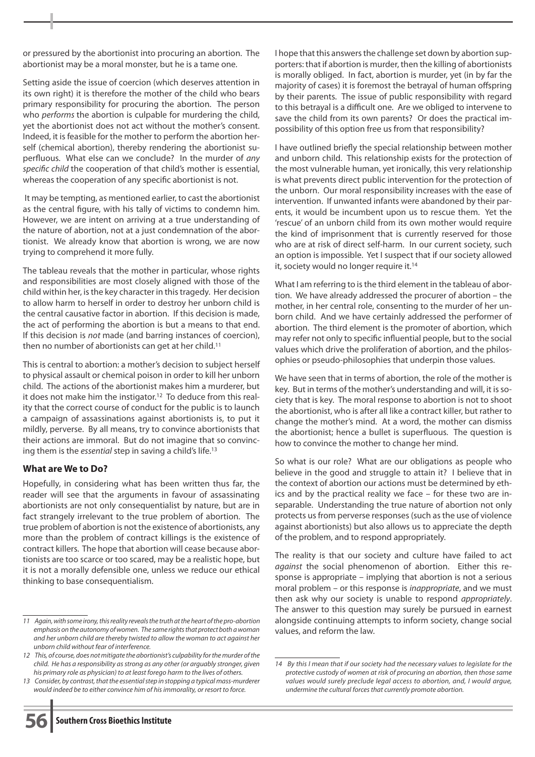or pressured by the abortionist into procuring an abortion. The abortionist may be a moral monster, but he is a tame one.

Setting aside the issue of coercion (which deserves attention in its own right) it is therefore the mother of the child who bears primary responsibility for procuring the abortion. The person who *performs* the abortion is culpable for murdering the child, yet the abortionist does not act without the mother's consent. Indeed, it is feasible for the mother to perform the abortion herself (chemical abortion), thereby rendering the abortionist superfluous. What else can we conclude? In the murder of *any specific child* the cooperation of that child's mother is essential, whereas the cooperation of any specific abortionist is not.

It may be tempting, as mentioned earlier, to cast the abortionist as the central figure, with his tally of victims to condemn him. However, we are intent on arriving at a true understanding of the nature of abortion, not at a just condemnation of the abortionist. We already know that abortion is wrong, we are now trying to comprehend it more fully.

The tableau reveals that the mother in particular, whose rights and responsibilities are most closely aligned with those of the child within her, is the key character in this tragedy. Her decision to allow harm to herself in order to destroy her unborn child is the central causative factor in abortion. If this decision is made, the act of performing the abortion is but a means to that end. If this decision is *not* made (and barring instances of coercion), then no number of abortionists can get at her child.[11]

This is central to abortion: a mother's decision to subject herself to physical assault or chemical poison in order to kill her unborn child. The actions of the abortionist makes him a murderer, but it does not make him the instigator.[12] To deduce from this reality that the correct course of conduct for the public is to launch a campaign of assassinations against abortionists is, to put it mildly, perverse. By all means, try to convince abortionists that their actions are immoral. But do not imagine that so convincing them is the *essential* step in saving a child's life.[13]

### What are We to Do?

Hopefully, in considering what has been written thus far, the reader will see that the arguments in favour of assassinating abortionists are not only consequentialist by nature, but are in fact strangely irrelevant to the true problem of abortion. The true problem of abortion is not the existence of abortionists, any more than the problem of contract killings is the existence of contract killers. The hope that abortion will cease because abortionists are too scarce or too scared, may be a realistic hope, but it is not a morally defensible one, unless we reduce our ethical thinking to base consequentialism.

I hope that this answers the challenge set down by abortion supporters: that if abortion is murder, then the killing of abortionists is morally obliged. In fact, abortion is murder, yet (in by far the majority of cases) it is foremost the betrayal of human offspring by their parents. The issue of public responsibility with regard to this betrayal is a difficult one. Are we obliged to intervene to save the child from its own parents? Or does the practical impossibility of this option free us from that responsibility?

I have outlined briefly the special relationship between mother and unborn child. This relationship exists for the protection of the most vulnerable human, yet ironically, this very relationship is what prevents direct public intervention for the protection of the unborn. Our moral responsibility increases with the ease of intervention. If unwanted infants were abandoned by their parents, it would be incumbent upon us to rescue them. Yet the 'rescue' of an unborn child from its own mother would require the kind of imprisonment that is currently reserved for those who are at risk of direct self-harm. In our current society, such an option is impossible. Yet I suspect that if our society allowed it, society would no longer require it.[14]

What I am referring to is the third element in the tableau of abortion. We have already addressed the procurer of abortion – the mother, in her central role, consenting to the murder of her unborn child. And we have certainly addressed the performer of abortion. The third element is the promoter of abortion, which may refer not only to specific influential people, but to the social values which drive the proliferation of abortion, and the philosophies or pseudo-philosophies that underpin those values.

We have seen that in terms of abortion, the role of the mother is key. But in terms of the mother's understanding and will, it is society that is key. The moral response to abortion is not to shoot the abortionist, who is after all like a contract killer, but rather to change the mother's mind. At a word, the mother can dismiss the abortionist; hence a bullet is superfluous. The question is how to convince the mother to change her mind.

So what is our role? What are our obligations as people who believe in the good and struggle to attain it? I believe that in the context of abortion our actions must be determined by ethics and by the practical reality we face – for these two are inseparable. Understanding the true nature of abortion not only protects us from perverse responses (such as the use of violence against abortionists) but also allows us to appreciate the depth of the problem, and to respond appropriately.

The reality is that our society and culture have failed to act *against* the social phenomenon of abortion. Either this response is appropriate – implying that abortion is not a serious moral problem – or this response is *inappropriate*, and we must then ask why our society is unable to respond *appropriately*. The answer to this question may surely be pursued in earnest alongside continuing attempts to inform society, change social values, and reform the law.

---

*11 Again, with some irony, this reality reveals the truth at the heart of the pro-abortion emphasis on the autonomy of women. The same rights that protect both a woman and her unborn child are thereby twisted to allow the woman to act against her unborn child without fear of interference.*

*12 This, of course, does not mitigate the abortionist's culpability for the murder of the child. He has a responsibility as strong as any other (or arguably stronger, given his primary role as physician) to at least forego harm to the lives of others.*

*13 Consider, by contrast, that the essential step in stopping a typical mass-murderer would indeed be to either convince him of his immorality, or resort to force.*

*14 By this I mean that if our society had the necessary values to legislate for the protective custody of women at risk of procuring an abortion, then those same values would surely preclude legal access to abortion, and, I would argue, undermine the cultural forces that currently promote abortion.*